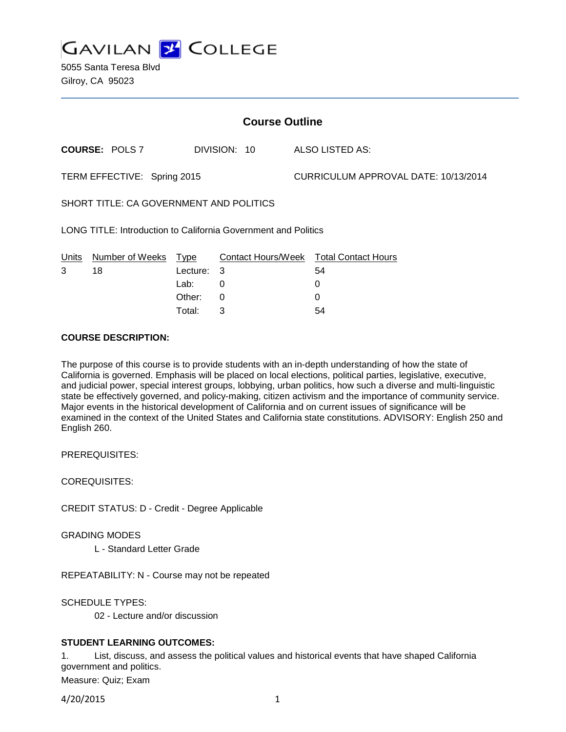# GAVILAN COLLEGE

5055 Santa Teresa Blvd
Gilroy, CA 95023

## Course Outline

**COURSE:** POLS 7 DIVISION: 10 ALSO LISTED AS:

TERM EFFECTIVE: Spring 2015 CURRICULUM APPROVAL DATE: 10/13/2014

SHORT TITLE: CA GOVERNMENT AND POLITICS

LONG TITLE: Introduction to California Government and Politics

| Units | Number of Weeks | Type | Contact Hours/Week | Total Contact Hours |
|---|---|---|---|---|
| 3 | 18 | Lecture: | 3 | 54 |
| | | Lab: | 0 | 0 |
| | | Other: | 0 | 0 |
| | | Total: | 3 | 54 |

**COURSE DESCRIPTION:**

The purpose of this course is to provide students with an in-depth understanding of how the state of California is governed. Emphasis will be placed on local elections, political parties, legislative, executive, and judicial power, special interest groups, lobbying, urban politics, how such a diverse and multi-linguistic state be effectively governed, and policy-making, citizen activism and the importance of community service. Major events in the historical development of California and on current issues of significance will be examined in the context of the United States and California state constitutions. ADVISORY: English 250 and English 260.

PREREQUISITES:

COREQUISITES:

CREDIT STATUS: D - Credit - Degree Applicable

GRADING MODES

L - Standard Letter Grade

REPEATABILITY: N - Course may not be repeated

SCHEDULE TYPES:

02 - Lecture and/or discussion

**STUDENT LEARNING OUTCOMES:**

1. List, discuss, and assess the political values and historical events that have shaped California government and politics.

Measure: Quiz; Exam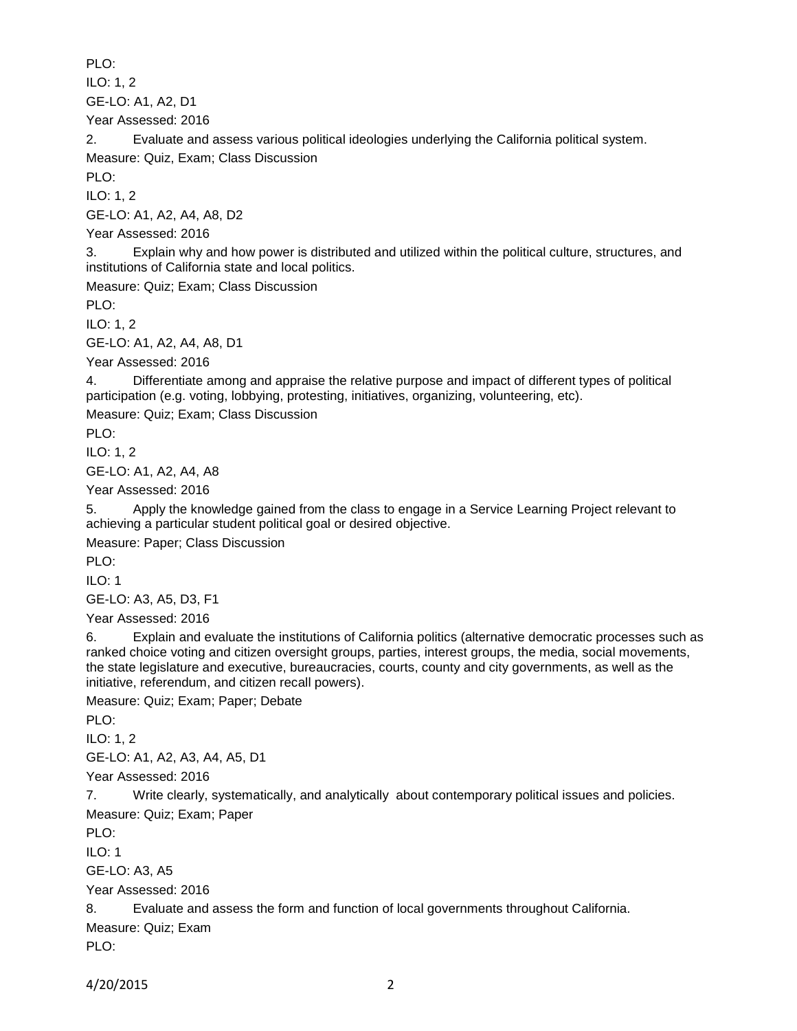PLO:

ILO: 1, 2

GE-LO: A1, A2, D1

Year Assessed: 2016

2. Evaluate and assess various political ideologies underlying the California political system.

Measure: Quiz, Exam; Class Discussion

PLO:

ILO: 1, 2

GE-LO: A1, A2, A4, A8, D2

Year Assessed: 2016

3. Explain why and how power is distributed and utilized within the political culture, structures, and institutions of California state and local politics.

Measure: Quiz; Exam; Class Discussion

PLO:

ILO: 1, 2

GE-LO: A1, A2, A4, A8, D1

Year Assessed: 2016

4. Differentiate among and appraise the relative purpose and impact of different types of political participation (e.g. voting, lobbying, protesting, initiatives, organizing, volunteering, etc).

Measure: Quiz; Exam; Class Discussion

PLO:

ILO: 1, 2

GE-LO: A1, A2, A4, A8

Year Assessed: 2016

5. Apply the knowledge gained from the class to engage in a Service Learning Project relevant to achieving a particular student political goal or desired objective.

Measure: Paper; Class Discussion

PLO:

ILO: 1

GE-LO: A3, A5, D3, F1

Year Assessed: 2016

6. Explain and evaluate the institutions of California politics (alternative democratic processes such as ranked choice voting and citizen oversight groups, parties, interest groups, the media, social movements, the state legislature and executive, bureaucracies, courts, county and city governments, as well as the initiative, referendum, and citizen recall powers).

Measure: Quiz; Exam; Paper; Debate

PLO:

ILO: 1, 2

GE-LO: A1, A2, A3, A4, A5, D1

Year Assessed: 2016

7. Write clearly, systematically, and analytically about contemporary political issues and policies.

Measure: Quiz; Exam; Paper

PLO:

ILO: 1

GE-LO: A3, A5

Year Assessed: 2016

8. Evaluate and assess the form and function of local governments throughout California.

Measure: Quiz; Exam

PLO: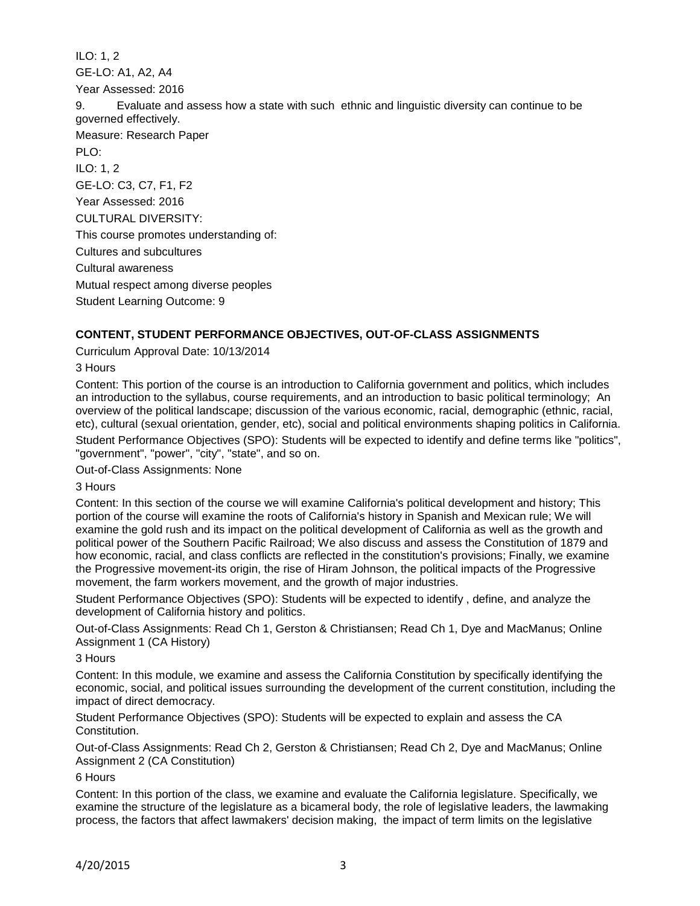ILO: 1, 2

GE-LO: A1, A2, A4

Year Assessed: 2016

9. Evaluate and assess how a state with such ethnic and linguistic diversity can continue to be governed effectively.

Measure: Research Paper

PLO:

ILO: 1, 2

GE-LO: C3, C7, F1, F2

Year Assessed: 2016

CULTURAL DIVERSITY:

This course promotes understanding of:

Cultures and subcultures

Cultural awareness

Mutual respect among diverse peoples

Student Learning Outcome: 9

## CONTENT, STUDENT PERFORMANCE OBJECTIVES, OUT-OF-CLASS ASSIGNMENTS

Curriculum Approval Date: 10/13/2014

3 Hours

Content: This portion of the course is an introduction to California government and politics, which includes an introduction to the syllabus, course requirements, and an introduction to basic political terminology; An overview of the political landscape; discussion of the various economic, racial, demographic (ethnic, racial, etc), cultural (sexual orientation, gender, etc), social and political environments shaping politics in California.

Student Performance Objectives (SPO): Students will be expected to identify and define terms like "politics", "government", "power", "city", "state", and so on.

Out-of-Class Assignments: None

3 Hours

Content: In this section of the course we will examine California's political development and history; This portion of the course will examine the roots of California's history in Spanish and Mexican rule; We will examine the gold rush and its impact on the political development of California as well as the growth and political power of the Southern Pacific Railroad; We also discuss and assess the Constitution of 1879 and how economic, racial, and class conflicts are reflected in the constitution's provisions; Finally, we examine the Progressive movement-its origin, the rise of Hiram Johnson, the political impacts of the Progressive movement, the farm workers movement, and the growth of major industries.

Student Performance Objectives (SPO): Students will be expected to identify , define, and analyze the development of California history and politics.

Out-of-Class Assignments: Read Ch 1, Gerston & Christiansen; Read Ch 1, Dye and MacManus; Online Assignment 1 (CA History)

3 Hours

Content: In this module, we examine and assess the California Constitution by specifically identifying the economic, social, and political issues surrounding the development of the current constitution, including the impact of direct democracy.

Student Performance Objectives (SPO): Students will be expected to explain and assess the CA Constitution.

Out-of-Class Assignments: Read Ch 2, Gerston & Christiansen; Read Ch 2, Dye and MacManus; Online Assignment 2 (CA Constitution)

6 Hours

Content: In this portion of the class, we examine and evaluate the California legislature. Specifically, we examine the structure of the legislature as a bicameral body, the role of legislative leaders, the lawmaking process, the factors that affect lawmakers' decision making, the impact of term limits on the legislative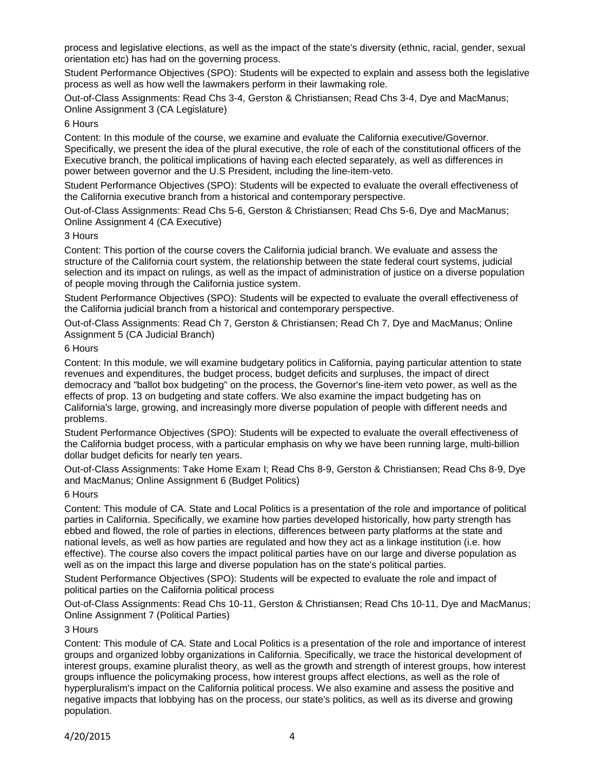process and legislative elections, as well as the impact of the state's diversity (ethnic, racial, gender, sexual orientation etc) has had on the governing process.

Student Performance Objectives (SPO): Students will be expected to explain and assess both the legislative process as well as how well the lawmakers perform in their lawmaking role.

Out-of-Class Assignments: Read Chs 3-4, Gerston & Christiansen; Read Chs 3-4, Dye and MacManus; Online Assignment 3 (CA Legislature)

6 Hours

Content: In this module of the course, we examine and evaluate the California executive/Governor. Specifically, we present the idea of the plural executive, the role of each of the constitutional officers of the Executive branch, the political implications of having each elected separately, as well as differences in power between governor and the U.S President, including the line-item-veto.

Student Performance Objectives (SPO): Students will be expected to evaluate the overall effectiveness of the California executive branch from a historical and contemporary perspective.

Out-of-Class Assignments: Read Chs 5-6, Gerston & Christiansen; Read Chs 5-6, Dye and MacManus; Online Assignment 4 (CA Executive)

3 Hours

Content: This portion of the course covers the California judicial branch. We evaluate and assess the structure of the California court system, the relationship between the state federal court systems, judicial selection and its impact on rulings, as well as the impact of administration of justice on a diverse population of people moving through the California justice system.

Student Performance Objectives (SPO): Students will be expected to evaluate the overall effectiveness of the California judicial branch from a historical and contemporary perspective.

Out-of-Class Assignments: Read Ch 7, Gerston & Christiansen; Read Ch 7, Dye and MacManus; Online Assignment 5 (CA Judicial Branch)

6 Hours

Content: In this module, we will examine budgetary politics in California, paying particular attention to state revenues and expenditures, the budget process, budget deficits and surpluses, the impact of direct democracy and "ballot box budgeting" on the process, the Governor's line-item veto power, as well as the effects of prop. 13 on budgeting and state coffers. We also examine the impact budgeting has on California's large, growing, and increasingly more diverse population of people with different needs and problems.

Student Performance Objectives (SPO): Students will be expected to evaluate the overall effectiveness of the California budget process, with a particular emphasis on why we have been running large, multi-billion dollar budget deficits for nearly ten years.

Out-of-Class Assignments: Take Home Exam I; Read Chs 8-9, Gerston & Christiansen; Read Chs 8-9, Dye and MacManus; Online Assignment 6 (Budget Politics)

6 Hours

Content: This module of CA. State and Local Politics is a presentation of the role and importance of political parties in California. Specifically, we examine how parties developed historically, how party strength has ebbed and flowed, the role of parties in elections, differences between party platforms at the state and national levels, as well as how parties are regulated and how they act as a linkage institution (i.e. how effective). The course also covers the impact political parties have on our large and diverse population as well as on the impact this large and diverse population has on the state's political parties.

Student Performance Objectives (SPO): Students will be expected to evaluate the role and impact of political parties on the California political process

Out-of-Class Assignments: Read Chs 10-11, Gerston & Christiansen; Read Chs 10-11, Dye and MacManus; Online Assignment 7 (Political Parties)

3 Hours

Content: This module of CA. State and Local Politics is a presentation of the role and importance of interest groups and organized lobby organizations in California. Specifically, we trace the historical development of interest groups, examine pluralist theory, as well as the growth and strength of interest groups, how interest groups influence the policymaking process, how interest groups affect elections, as well as the role of hyperpluralism's impact on the California political process. We also examine and assess the positive and negative impacts that lobbying has on the process, our state's politics, as well as its diverse and growing population.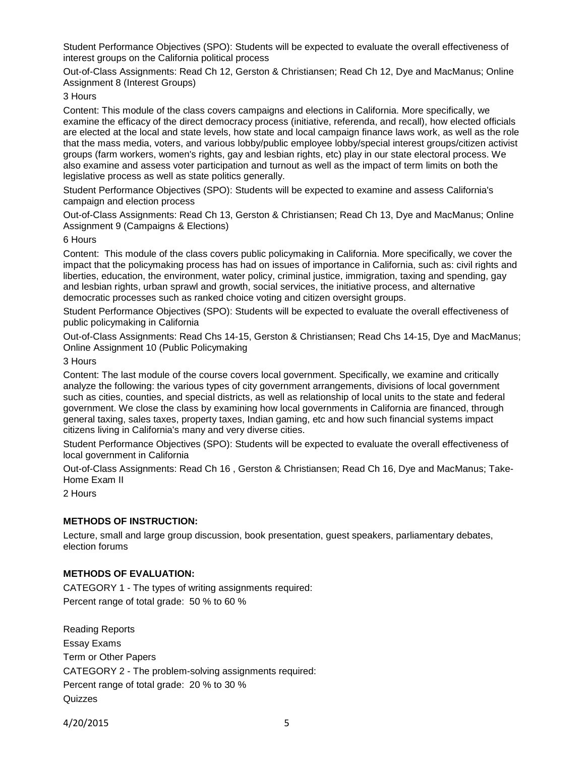Student Performance Objectives (SPO): Students will be expected to evaluate the overall effectiveness of interest groups on the California political process

Out-of-Class Assignments: Read Ch 12, Gerston & Christiansen; Read Ch 12, Dye and MacManus; Online Assignment 8 (Interest Groups)

3 Hours

Content: This module of the class covers campaigns and elections in California. More specifically, we examine the efficacy of the direct democracy process (initiative, referenda, and recall), how elected officials are elected at the local and state levels, how state and local campaign finance laws work, as well as the role that the mass media, voters, and various lobby/public employee lobby/special interest groups/citizen activist groups (farm workers, women's rights, gay and lesbian rights, etc) play in our state electoral process. We also examine and assess voter participation and turnout as well as the impact of term limits on both the legislative process as well as state politics generally.

Student Performance Objectives (SPO): Students will be expected to examine and assess California's campaign and election process

Out-of-Class Assignments: Read Ch 13, Gerston & Christiansen; Read Ch 13, Dye and MacManus; Online Assignment 9 (Campaigns & Elections)

6 Hours

Content: This module of the class covers public policymaking in California. More specifically, we cover the impact that the policymaking process has had on issues of importance in California, such as: civil rights and liberties, education, the environment, water policy, criminal justice, immigration, taxing and spending, gay and lesbian rights, urban sprawl and growth, social services, the initiative process, and alternative democratic processes such as ranked choice voting and citizen oversight groups.

Student Performance Objectives (SPO): Students will be expected to evaluate the overall effectiveness of public policymaking in California

Out-of-Class Assignments: Read Chs 14-15, Gerston & Christiansen; Read Chs 14-15, Dye and MacManus; Online Assignment 10 (Public Policymaking

3 Hours

Content: The last module of the course covers local government. Specifically, we examine and critically analyze the following: the various types of city government arrangements, divisions of local government such as cities, counties, and special districts, as well as relationship of local units to the state and federal government. We close the class by examining how local governments in California are financed, through general taxing, sales taxes, property taxes, Indian gaming, etc and how such financial systems impact citizens living in California's many and very diverse cities.

Student Performance Objectives (SPO): Students will be expected to evaluate the overall effectiveness of local government in California

Out-of-Class Assignments: Read Ch 16 , Gerston & Christiansen; Read Ch 16, Dye and MacManus; Take-Home Exam II

2 Hours

**METHODS OF INSTRUCTION:**

Lecture, small and large group discussion, book presentation, guest speakers, parliamentary debates, election forums

**METHODS OF EVALUATION:**

CATEGORY 1 - The types of writing assignments required:
Percent range of total grade: 50 % to 60 %

Reading Reports
Essay Exams
Term or Other Papers

CATEGORY 2 - The problem-solving assignments required:
Percent range of total grade: 20 % to 30 %
Quizzes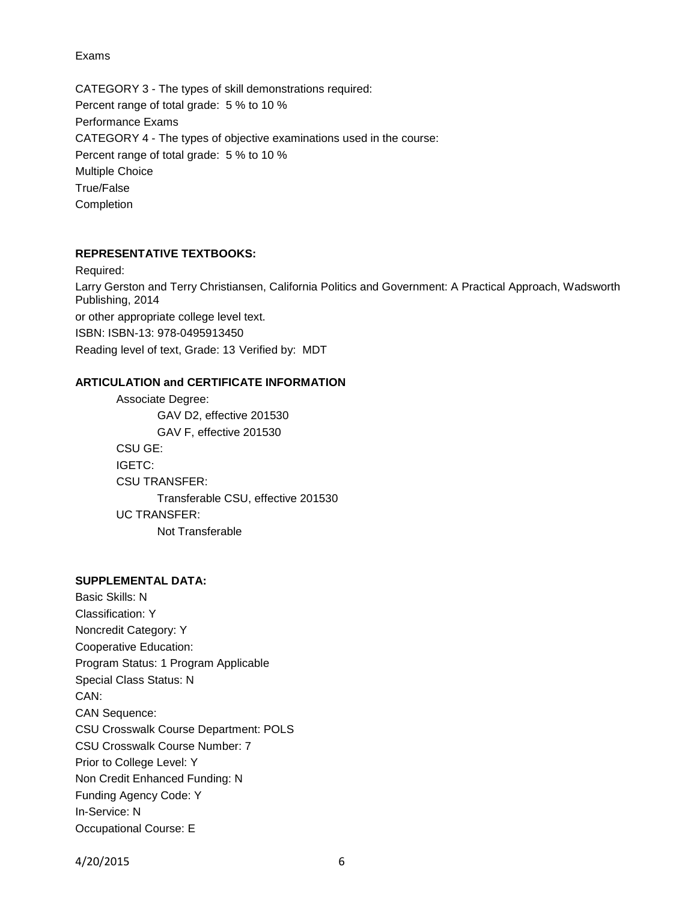Exams

CATEGORY 3 - The types of skill demonstrations required:
Percent range of total grade: 5 % to 10 %
Performance Exams
CATEGORY 4 - The types of objective examinations used in the course:
Percent range of total grade: 5 % to 10 %
Multiple Choice
True/False
Completion

**REPRESENTATIVE TEXTBOOKS:**

Required:
Larry Gerston and Terry Christiansen, California Politics and Government: A Practical Approach, Wadsworth Publishing, 2014
or other appropriate college level text.
ISBN: ISBN-13: 978-0495913450
Reading level of text, Grade: 13 Verified by: MDT

**ARTICULATION and CERTIFICATE INFORMATION**

- Associate Degree:
  - GAV D2, effective 201530
  - GAV F, effective 201530
- CSU GE:
- IGETC:
- CSU TRANSFER:
  - Transferable CSU, effective 201530
- UC TRANSFER:
  - Not Transferable

**SUPPLEMENTAL DATA:**

Basic Skills: N
Classification: Y
Noncredit Category: Y
Cooperative Education:
Program Status: 1 Program Applicable
Special Class Status: N
CAN:
CAN Sequence:
CSU Crosswalk Course Department: POLS
CSU Crosswalk Course Number: 7
Prior to College Level: Y
Non Credit Enhanced Funding: N
Funding Agency Code: Y
In-Service: N
Occupational Course: E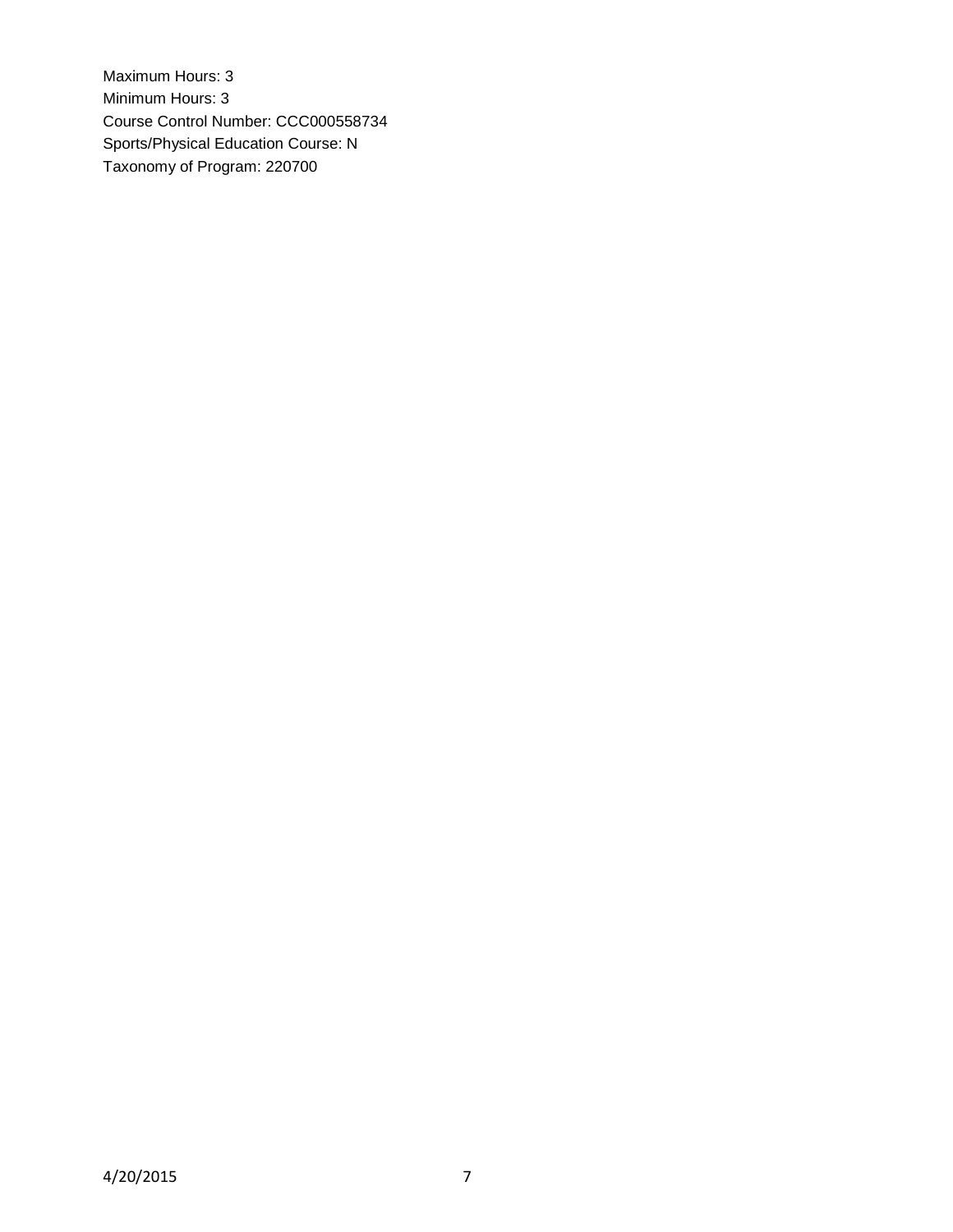Maximum Hours: 3
Minimum Hours: 3
Course Control Number: CCC000558734
Sports/Physical Education Course: N
Taxonomy of Program: 220700